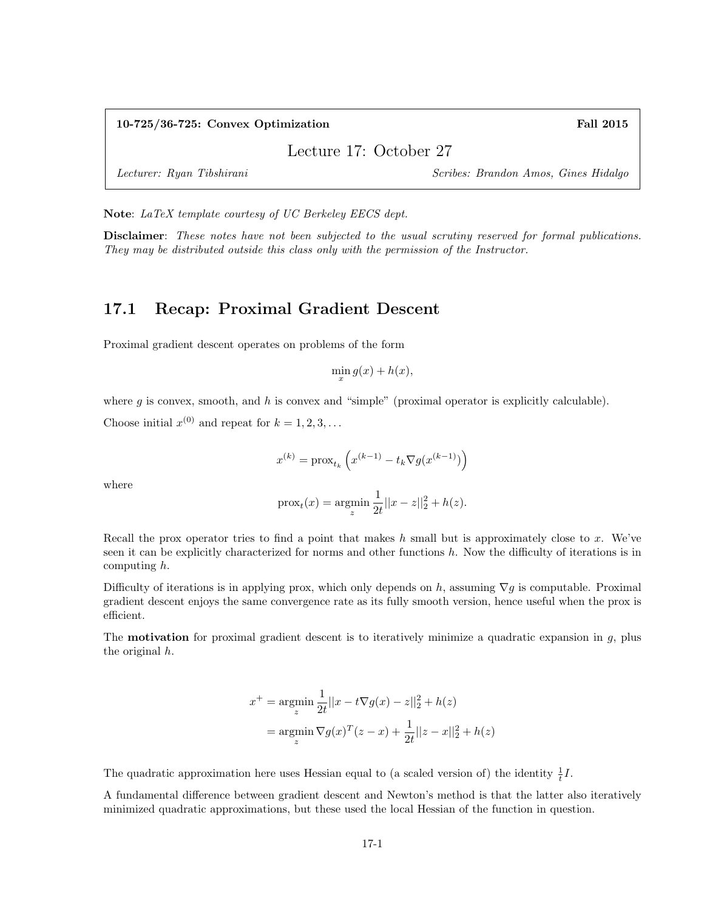**10-725/36-725: Convex Optimization** **Fall 2015**

# Lecture 17: October 27

*Lecturer: Ryan Tibshirani* *Scribes: Brandon Amos, Gines Hidalgo*

**Note**: *LaTeX template courtesy of UC Berkeley EECS dept.*

**Disclaimer**: *These notes have not been subjected to the usual scrutiny reserved for formal publications. They may be distributed outside this class only with the permission of the Instructor.*

## 17.1 Recap: Proximal Gradient Descent

Proximal gradient descent operates on problems of the form

$$\min_x g(x) + h(x),$$

where $g$ is convex, smooth, and $h$ is convex and "simple" (proximal operator is explicitly calculable).

Choose initial $x^{(0)}$ and repeat for $k = 1, 2, 3, \ldots$

$$x^{(k)} = \text{prox}_{t_k}\left(x^{(k-1)} - t_k \nabla g(x^{(k-1)})\right)$$

where

$$\text{prox}_t(x) = \underset{z}{\text{argmin}} \frac{1}{2t}||x - z||_2^2 + h(z).$$

Recall the prox operator tries to find a point that makes $h$ small but is approximately close to $x$. We've seen it can be explicitly characterized for norms and other functions $h$. Now the difficulty of iterations is in computing $h$.

Difficulty of iterations is in applying prox, which only depends on $h$, assuming $\nabla g$ is computable. Proximal gradient descent enjoys the same convergence rate as its fully smooth version, hence useful when the prox is efficient.

The **motivation** for proximal gradient descent is to iteratively minimize a quadratic expansion in $g$, plus the original $h$.

$$\begin{aligned}
x^+ &= \underset{z}{\text{argmin}} \frac{1}{2t}||x - t\nabla g(x) - z||_2^2 + h(z) \\
&= \underset{z}{\text{argmin}} \nabla g(x)^T(z - x) + \frac{1}{2t}||z - x||_2^2 + h(z)
\end{aligned}$$

The quadratic approximation here uses Hessian equal to (a scaled version of) the identity $\frac{1}{t}I$.

A fundamental difference between gradient descent and Newton's method is that the latter also iteratively minimized quadratic approximations, but these used the local Hessian of the function in question.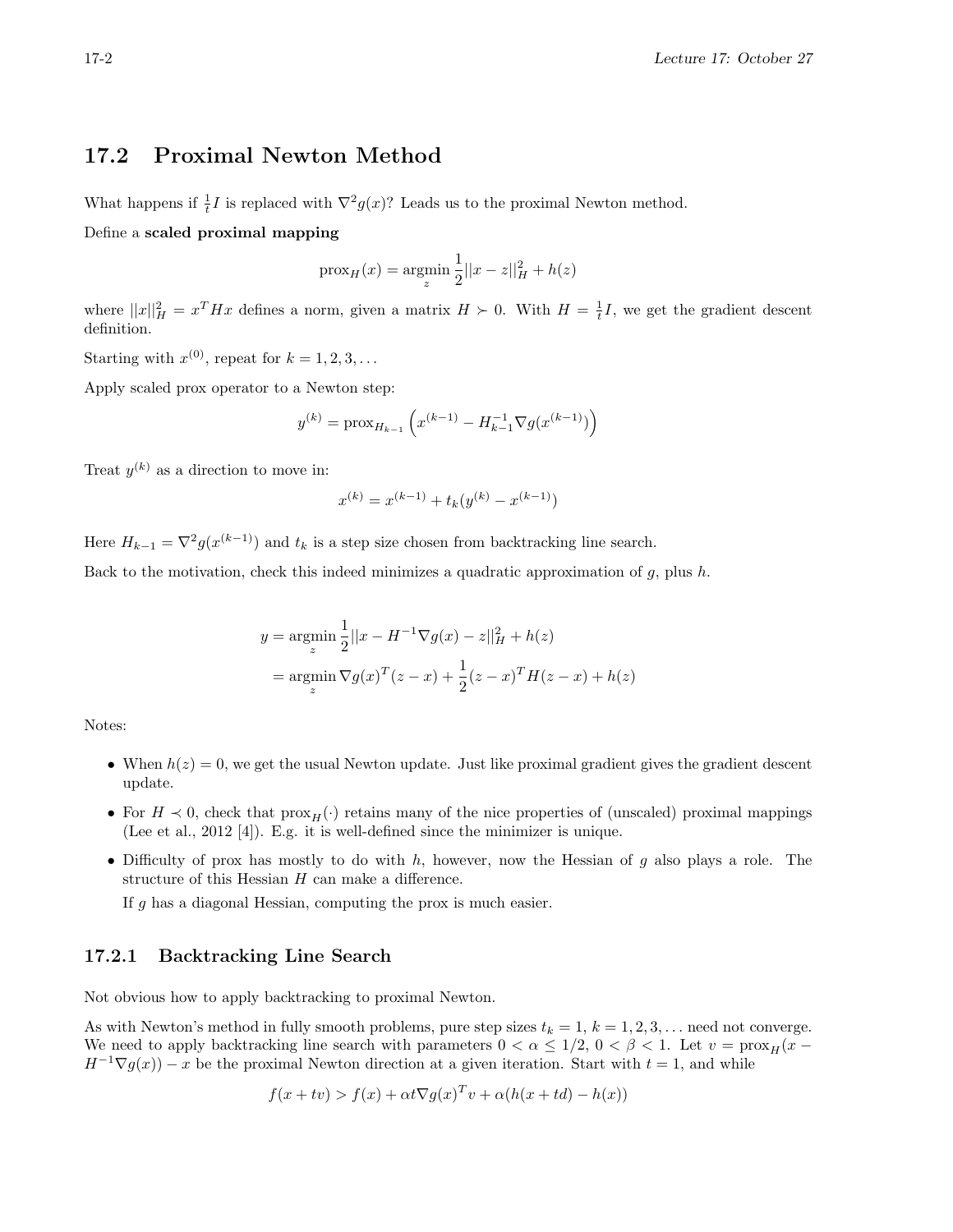## 17.2 Proximal Newton Method

What happens if $\frac{1}{t}I$ is replaced with $\nabla^2 g(x)$? Leads us to the proximal Newton method.

Define a **scaled proximal mapping**

$$\text{prox}_H(x) = \underset{z}{\text{argmin}} \, \frac{1}{2}||x - z||_H^2 + h(z)$$

where $||x||_H^2 = x^T H x$ defines a norm, given a matrix $H \succ 0$. With $H = \frac{1}{t}I$, we get the gradient descent definition.

Starting with $x^{(0)}$, repeat for $k = 1, 2, 3, \ldots$

Apply scaled prox operator to a Newton step:

$$y^{(k)} = \text{prox}_{H_{k-1}} \left( x^{(k-1)} - H_{k-1}^{-1} \nabla g(x^{(k-1)}) \right)$$

Treat $y^{(k)}$ as a direction to move in:

$$x^{(k)} = x^{(k-1)} + t_k (y^{(k)} - x^{(k-1)})$$

Here $H_{k-1} = \nabla^2 g(x^{(k-1)})$ and $t_k$ is a step size chosen from backtracking line search.

Back to the motivation, check this indeed minimizes a quadratic approximation of $g$, plus $h$.

$$\begin{aligned}
y &= \underset{z}{\text{argmin}} \, \frac{1}{2}||x - H^{-1}\nabla g(x) - z||_H^2 + h(z) \\
&= \underset{z}{\text{argmin}} \, \nabla g(x)^T (z - x) + \frac{1}{2}(z - x)^T H (z - x) + h(z)
\end{aligned}$$

Notes:

- When $h(z) = 0$, we get the usual Newton update. Just like proximal gradient gives the gradient descent update.
- For $H \prec 0$, check that $\text{prox}_H(\cdot)$ retains many of the nice properties of (unscaled) proximal mappings (Lee et al., 2012 [4]). E.g. it is well-defined since the minimizer is unique.
- Difficulty of prox has mostly to do with $h$, however, now the Hessian of $g$ also plays a role. The structure of this Hessian $H$ can make a difference.

  If $g$ has a diagonal Hessian, computing the prox is much easier.

### 17.2.1 Backtracking Line Search

Not obvious how to apply backtracking to proximal Newton.

As with Newton's method in fully smooth problems, pure step sizes $t_k = 1$, $k = 1, 2, 3, \ldots$ need not converge. We need to apply backtracking line search with parameters $0 < \alpha \leq 1/2$, $0 < \beta < 1$. Let $v = \text{prox}_H(x - H^{-1}\nabla g(x)) - x$ be the proximal Newton direction at a given iteration. Start with $t = 1$, and while

$$f(x + tv) > f(x) + \alpha t \nabla g(x)^T v + \alpha(h(x + td) - h(x))$$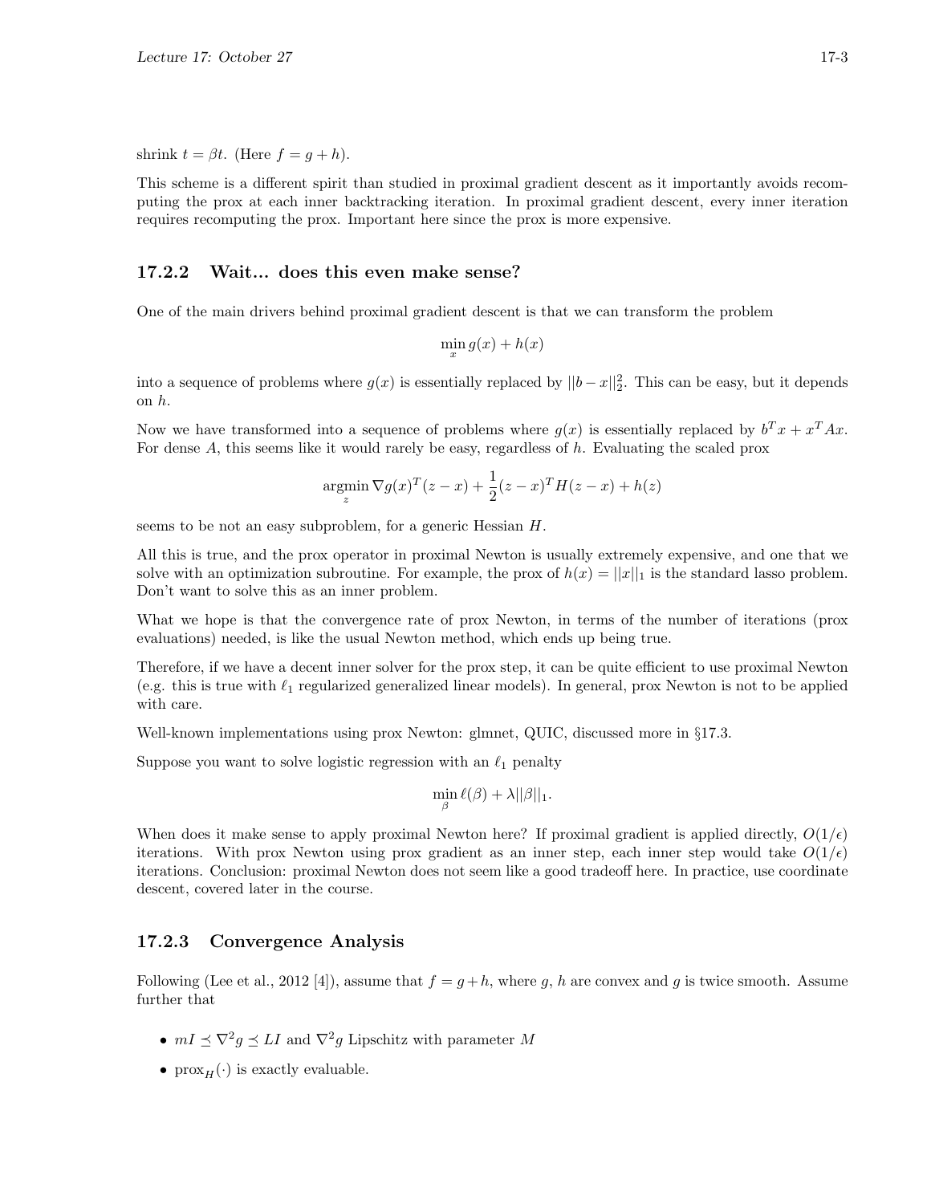shrink $t = \beta t$. (Here $f = g + h$).

This scheme is a different spirit than studied in proximal gradient descent as it importantly avoids recomputing the prox at each inner backtracking iteration. In proximal gradient descent, every inner iteration requires recomputing the prox. Important here since the prox is more expensive.

### 17.2.2 Wait... does this even make sense?

One of the main drivers behind proximal gradient descent is that we can transform the problem

$$\min_x g(x) + h(x)$$

into a sequence of problems where $g(x)$ is essentially replaced by $||b - x||_2^2$. This can be easy, but it depends on $h$.

Now we have transformed into a sequence of problems where $g(x)$ is essentially replaced by $b^T x + x^T Ax$. For dense $A$, this seems like it would rarely be easy, regardless of $h$. Evaluating the scaled prox

$$\underset{z}{\operatorname{argmin}}\, \nabla g(x)^T (z - x) + \frac{1}{2}(z - x)^T H (z - x) + h(z)$$

seems to be not an easy subproblem, for a generic Hessian $H$.

All this is true, and the prox operator in proximal Newton is usually extremely expensive, and one that we solve with an optimization subroutine. For example, the prox of $h(x) = ||x||_1$ is the standard lasso problem. Don't want to solve this as an inner problem.

What we hope is that the convergence rate of prox Newton, in terms of the number of iterations (prox evaluations) needed, is like the usual Newton method, which ends up being true.

Therefore, if we have a decent inner solver for the prox step, it can be quite efficient to use proximal Newton (e.g. this is true with $\ell_1$ regularized generalized linear models). In general, prox Newton is not to be applied with care.

Well-known implementations using prox Newton: glmnet, QUIC, discussed more in §17.3.

Suppose you want to solve logistic regression with an $\ell_1$ penalty

$$\min_\beta \ell(\beta) + \lambda ||\beta||_1.$$

When does it make sense to apply proximal Newton here? If proximal gradient is applied directly, $O(1/\epsilon)$ iterations. With prox Newton using prox gradient as an inner step, each inner step would take $O(1/\epsilon)$ iterations. Conclusion: proximal Newton does not seem like a good tradeoff here. In practice, use coordinate descent, covered later in the course.

### 17.2.3 Convergence Analysis

Following (Lee et al., 2012 [4]), assume that $f = g + h$, where $g$, $h$ are convex and $g$ is twice smooth. Assume further that

- $mI \preceq \nabla^2 g \preceq LI$ and $\nabla^2 g$ Lipschitz with parameter $M$
- $\text{prox}_H(\cdot)$ is exactly evaluable.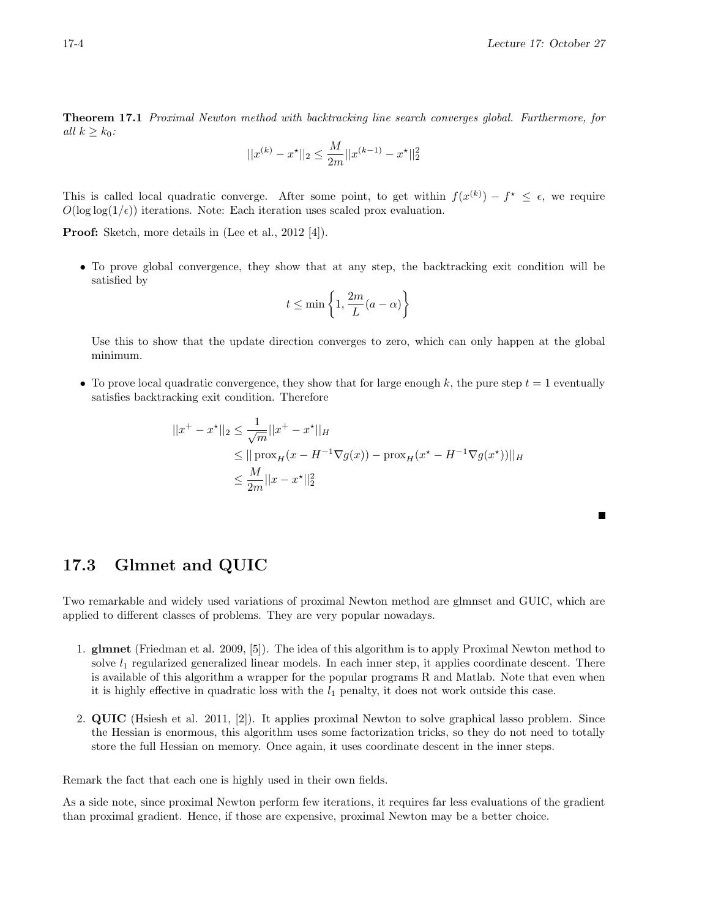**Theorem 17.1** *Proximal Newton method with backtracking line search converges global. Furthermore, for all $k \geq k_0$:*

$$||x^{(k)} - x^\star||_2 \leq \frac{M}{2m}||x^{(k-1)} - x^\star||_2^2$$

This is called local quadratic converge. After some point, to get within $f(x^{(k)}) - f^\star \leq \epsilon$, we require $O(\log\log(1/\epsilon))$ iterations. Note: Each iteration uses scaled prox evaluation.

**Proof:** Sketch, more details in (Lee et al., 2012 [4]).

- To prove global convergence, they show that at any step, the backtracking exit condition will be satisfied by

$$t \leq \min\left\{1, \frac{2m}{L}(a - \alpha)\right\}$$

  Use this to show that the update direction converges to zero, which can only happen at the global minimum.

- To prove local quadratic convergence, they show that for large enough $k$, the pure step $t = 1$ eventually satisfies backtracking exit condition. Therefore

$$\begin{aligned}
||x^+ - x^\star||_2 &\leq \frac{1}{\sqrt{m}}||x^+ - x^\star||_H \\
&\leq ||\operatorname{prox}_H(x - H^{-1}\nabla g(x)) - \operatorname{prox}_H(x^\star - H^{-1}\nabla g(x^\star))||_H \\
&\leq \frac{M}{2m}||x - x^\star||_2^2
\end{aligned}$$

■

## 17.3 Glmnet and QUIC

Two remarkable and widely used variations of proximal Newton method are glmnset and GUIC, which are applied to different classes of problems. They are very popular nowadays.

1. **glmnet** (Friedman et al. 2009, [5]). The idea of this algorithm is to apply Proximal Newton method to solve $l_1$ regularized generalized linear models. In each inner step, it applies coordinate descent. There is available of this algorithm a wrapper for the popular programs R and Matlab. Note that even when it is highly effective in quadratic loss with the $l_1$ penalty, it does not work outside this case.

2. **QUIC** (Hsiesh et al. 2011, [2]). It applies proximal Newton to solve graphical lasso problem. Since the Hessian is enormous, this algorithm uses some factorization tricks, so they do not need to totally store the full Hessian on memory. Once again, it uses coordinate descent in the inner steps.

Remark the fact that each one is highly used in their own fields.

As a side note, since proximal Newton perform few iterations, it requires far less evaluations of the gradient than proximal gradient. Hence, if those are expensive, proximal Newton may be a better choice.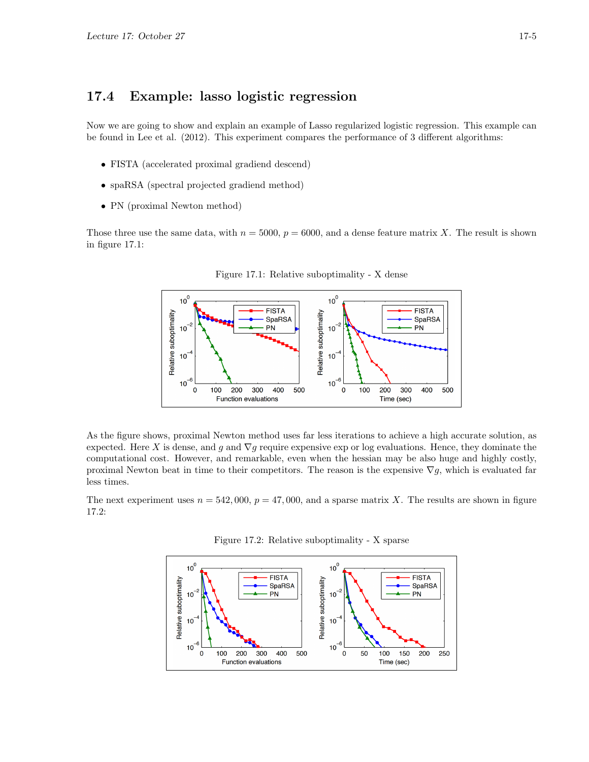## 17.4 Example: lasso logistic regression

Now we are going to show and explain an example of Lasso regularized logistic regression. This example can be found in Lee et al. (2012). This experiment compares the performance of 3 different algorithms:

- FISTA (accelerated proximal gradiend descend)
- spaRSA (spectral projected gradiend method)
- PN (proximal Newton method)

Those three use the same data, with $n = 5000$, $p = 6000$, and a dense feature matrix $X$. The result is shown in figure 17.1:

Figure 17.1: Relative suboptimality - X dense

As the figure shows, proximal Newton method uses far less iterations to achieve a high accurate solution, as expected. Here $X$ is dense, and $g$ and $\nabla g$ require expensive exp or log evaluations. Hence, they dominate the computational cost. However, and remarkable, even when the hessian may be also huge and highly costly, proximal Newton beat in time to their competitors. The reason is the expensive $\nabla g$, which is evaluated far less times.

The next experiment uses $n = 542,000$, $p = 47,000$, and a sparse matrix $X$. The results are shown in figure 17.2:

Figure 17.2: Relative suboptimality - X sparse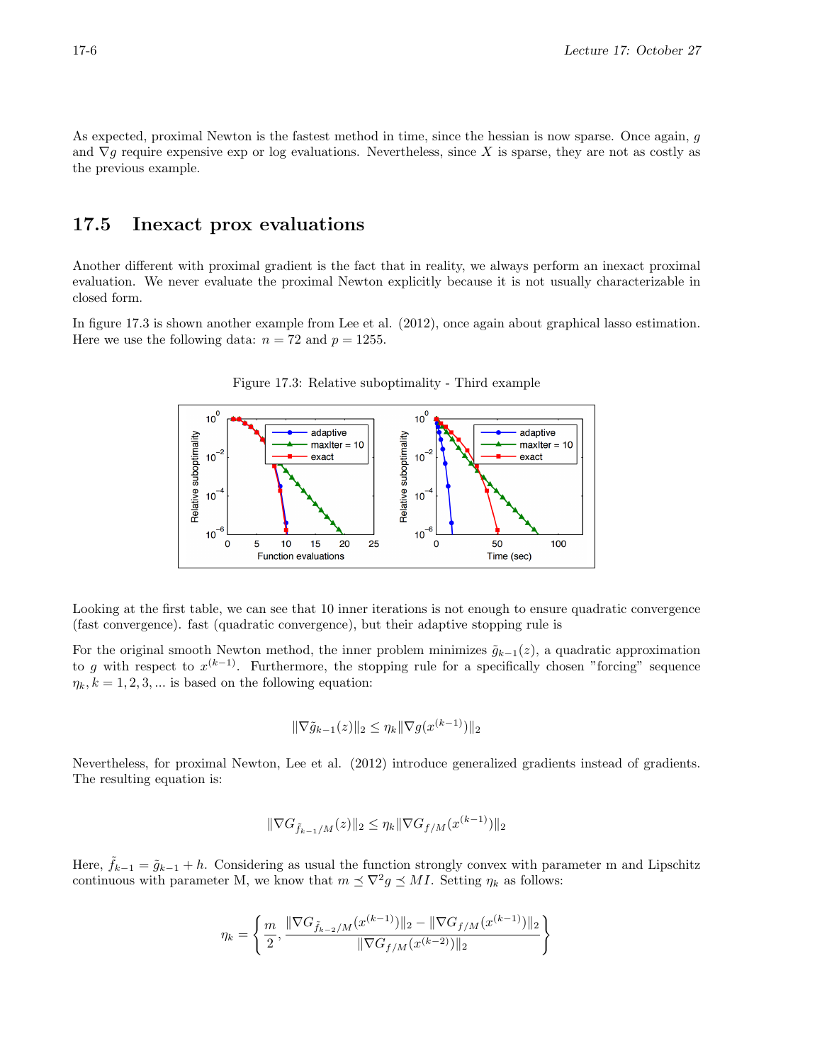As expected, proximal Newton is the fastest method in time, since the hessian is now sparse. Once again, $g$ and $\nabla g$ require expensive exp or log evaluations. Nevertheless, since $X$ is sparse, they are not as costly as the previous example.

## 17.5 Inexact prox evaluations

Another different with proximal gradient is the fact that in reality, we always perform an inexact proximal evaluation. We never evaluate the proximal Newton explicitly because it is not usually characterizable in closed form.

In figure 17.3 is shown another example from Lee et al. (2012), once again about graphical lasso estimation. Here we use the following data: $n = 72$ and $p = 1255$.

Figure 17.3: Relative suboptimality - Third example

Looking at the first table, we can see that 10 inner iterations is not enough to ensure quadratic convergence (fast convergence). fast (quadratic convergence), but their adaptive stopping rule is

For the original smooth Newton method, the inner problem minimizes $\tilde{g}_{k-1}(z)$, a quadratic approximation to $g$ with respect to $x^{(k-1)}$. Furthermore, the stopping rule for a specifically chosen "forcing" sequence $\eta_k, k = 1, 2, 3, ...$ is based on the following equation:

$$\|\nabla \tilde{g}_{k-1}(z)\|_2 \leq \eta_k \|\nabla g(x^{(k-1)})\|_2$$

Nevertheless, for proximal Newton, Lee et al. (2012) introduce generalized gradients instead of gradients. The resulting equation is:

$$\|\nabla G_{\tilde{f}_{k-1}/M}(z)\|_2 \leq \eta_k \|\nabla G_{f/M}(x^{(k-1)})\|_2$$

Here, $\tilde{f}_{k-1} = \tilde{g}_{k-1} + h$. Considering as usual the function strongly convex with parameter m and Lipschitz continuous with parameter M, we know that $m \preceq \nabla^2 g \preceq MI$. Setting $\eta_k$ as follows:

$$\eta_k = \left\{ \frac{m}{2}, \frac{\|\nabla G_{\tilde{f}_{k-2}/M}(x^{(k-1)})\|_2 - \|\nabla G_{f/M}(x^{(k-1)})\|_2}{\|\nabla G_{f/M}(x^{(k-2)})\|_2} \right\}$$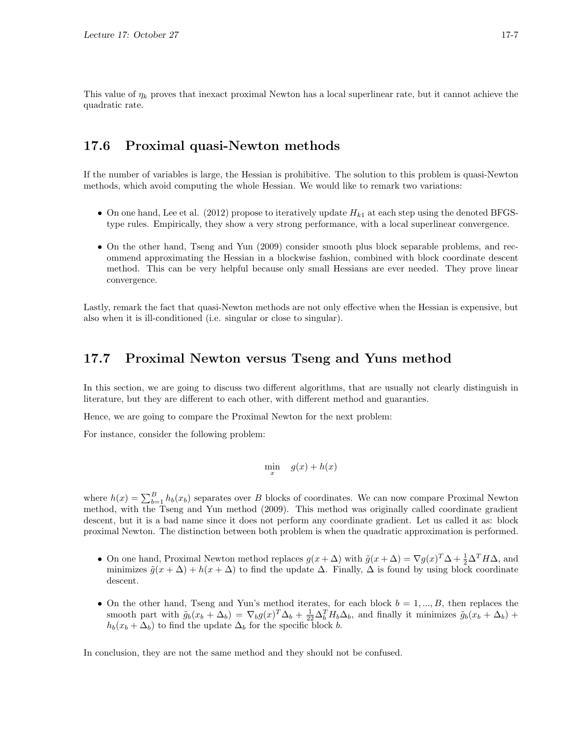This value of $\eta_k$ proves that inexact proximal Newton has a local superlinear rate, but it cannot achieve the quadratic rate.

## 17.6 Proximal quasi-Newton methods

If the number of variables is large, the Hessian is prohibitive. The solution to this problem is quasi-Newton methods, which avoid computing the whole Hessian. We would like to remark two variations:

- On one hand, Lee et al. (2012) propose to iteratively update $H_{k1}$ at each step using the denoted BFGS-type rules. Empirically, they show a very strong performance, with a local superlinear convergence.
- On the other hand, Tseng and Yun (2009) consider smooth plus block separable problems, and recommend approximating the Hessian in a blockwise fashion, combined with block coordinate descent method. This can be very helpful because only small Hessians are ever needed. They prove linear convergence.

Lastly, remark the fact that quasi-Newton methods are not only effective when the Hessian is expensive, but also when it is ill-conditioned (i.e. singular or close to singular).

## 17.7 Proximal Newton versus Tseng and Yuns method

In this section, we are going to discuss two different algorithms, that are usually not clearly distinguish in literature, but they are different to each other, with different method and guaranties.

Hence, we are going to compare the Proximal Newton for the next problem:

For instance, consider the following problem:

$$\min_x \quad g(x) + h(x)$$

where $h(x) = \sum_{b=1}^{B} h_b(x_b)$ separates over $B$ blocks of coordinates. We can now compare Proximal Newton method, with the Tseng and Yun method (2009). This method was originally called coordinate gradient descent, but it is a bad name since it does not perform any coordinate gradient. Let us called it as: block proximal Newton. The distinction between both problem is when the quadratic approximation is performed.

- On one hand, Proximal Newton method replaces $g(x + \Delta)$ with $\tilde{g}(x + \Delta) = \nabla g(x)^T \Delta + \frac{1}{2}\Delta^T H \Delta$, and minimizes $\tilde{g}(x + \Delta) + h(x + \Delta)$ to find the update $\Delta$. Finally, $\Delta$ is found by using block coordinate descent.
- On the other hand, Tseng and Yun's method iterates, for each block $b = 1, ..., B$, then replaces the smooth part with $\tilde{g}_b(x_b + \Delta_b) = \nabla_b g(x)^T \Delta_b + \frac{1}{22}\Delta_b^T H_b \Delta_b$, and finally it minimizes $\tilde{g}_b(x_b + \Delta_b) + h_b(x_b + \Delta_b)$ to find the update $\Delta_b$ for the specific block $b$.

In conclusion, they are not the same method and they should not be confused.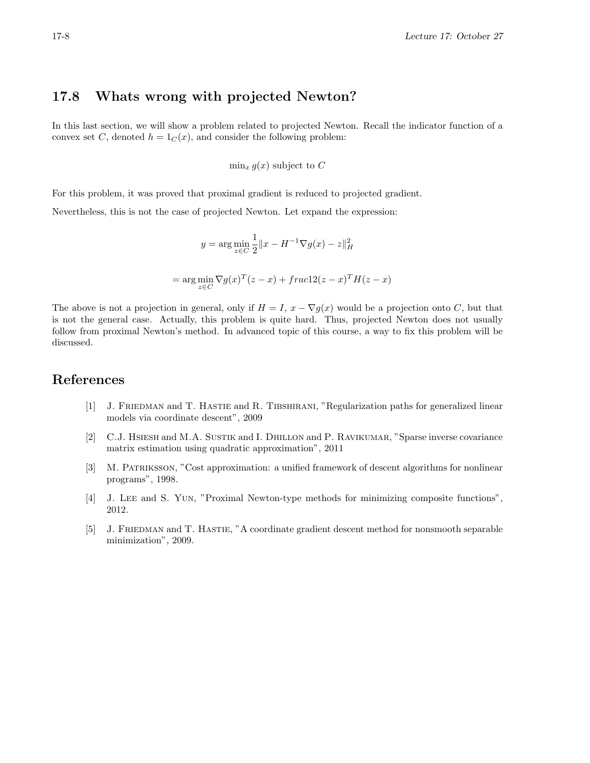## 17.8 Whats wrong with projected Newton?

In this last section, we will show a problem related to projected Newton. Recall the indicator function of a convex set $C$, denoted $h = 1_C(x)$, and consider the following problem:

$$\min_x g(x) \text{ subject to } C$$

For this problem, it was proved that proximal gradient is reduced to projected gradient.

Nevertheless, this is not the case of projected Newton. Let expand the expression:

$$y = \arg\min_{z \in C} \frac{1}{2} \|x - H^{-1}\nabla g(x) - z\|_H^2$$

$$= \arg\min_{z \in C} \nabla g(x)^T(z - x) + frac12(z - x)^T H(z - x)$$

The above is not a projection in general, only if $H = I$, $x - \nabla g(x)$ would be a projection onto $C$, but that is not the general case. Actually, this problem is quite hard. Thus, projected Newton does not usually follow from proximal Newton's method. In advanced topic of this course, a way to fix this problem will be discussed.

## References

[1] J. Friedman and T. Hastie and R. Tibshirani, "Regularization paths for generalized linear models via coordinate descent", 2009

[2] C.J. Hsiesh and M.A. Sustik and I. Dhillon and P. Ravikumar, "Sparse inverse covariance matrix estimation using quadratic approximation", 2011

[3] M. Patriksson, "Cost approximation: a unified framework of descent algorithms for nonlinear programs", 1998.

[4] J. Lee and S. Yun, "Proximal Newton-type methods for minimizing composite functions", 2012.

[5] J. Friedman and T. Hastie, "A coordinate gradient descent method for nonsmooth separable minimization", 2009.